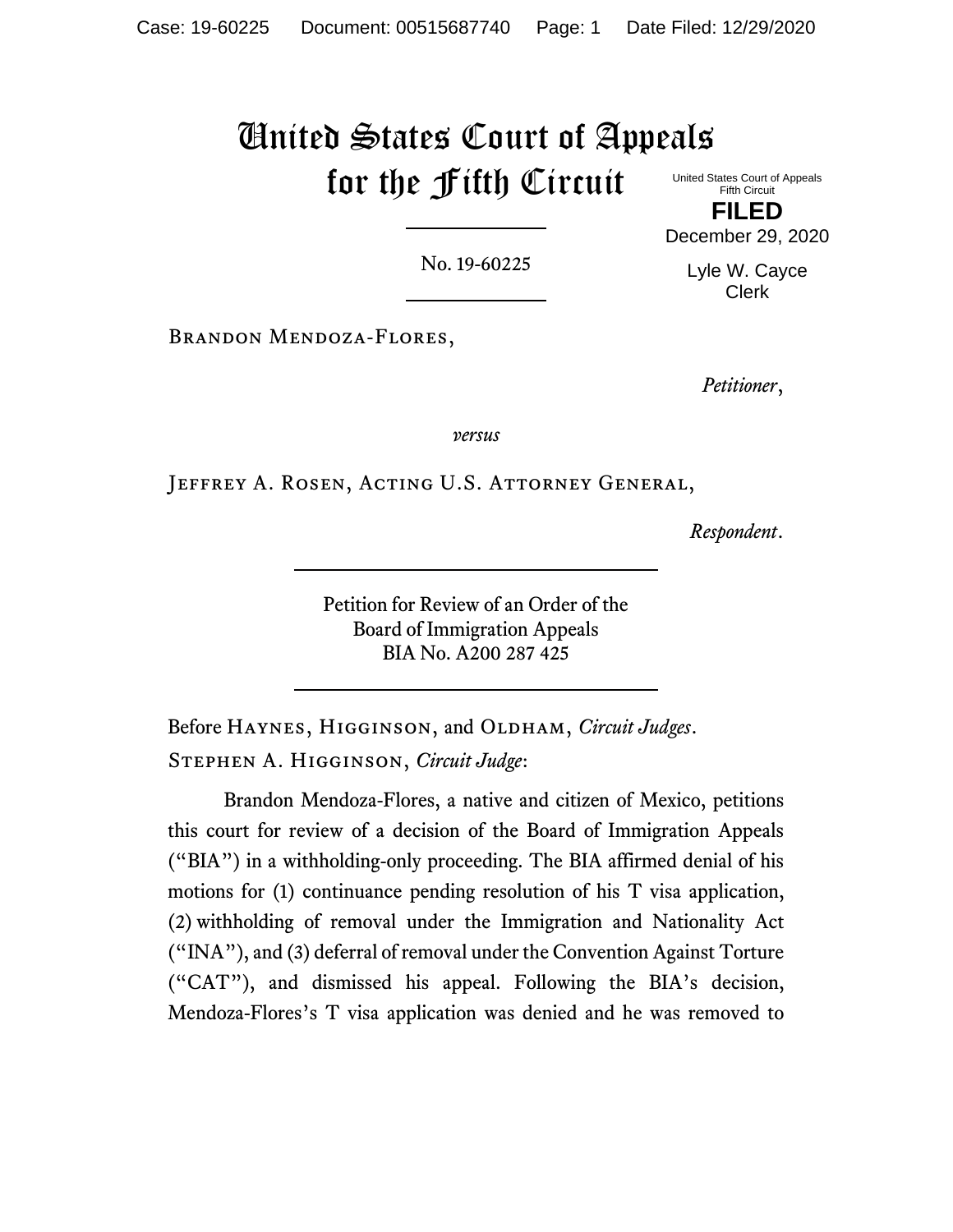# United States Court of Appeals for the Fifth Circuit

United States Court of Appeals
Fifth Circuit

**FILED**

December 29, 2020

Lyle W. Cayce
Clerk

No. 19-60225

Brandon Mendoza-Flores,

*Petitioner*,

*versus*

Jeffrey A. Rosen, Acting U.S. Attorney General,

*Respondent*.

Petition for Review of an Order of the
Board of Immigration Appeals
BIA No. A200 287 425

Before Haynes, Higginson, and Oldham, *Circuit Judges*.

Stephen A. Higginson, *Circuit Judge*:

Brandon Mendoza-Flores, a native and citizen of Mexico, petitions this court for review of a decision of the Board of Immigration Appeals ("BIA") in a withholding-only proceeding. The BIA affirmed denial of his motions for (1) continuance pending resolution of his T visa application, (2) withholding of removal under the Immigration and Nationality Act ("INA"), and (3) deferral of removal under the Convention Against Torture ("CAT"), and dismissed his appeal. Following the BIA's decision, Mendoza-Flores's T visa application was denied and he was removed to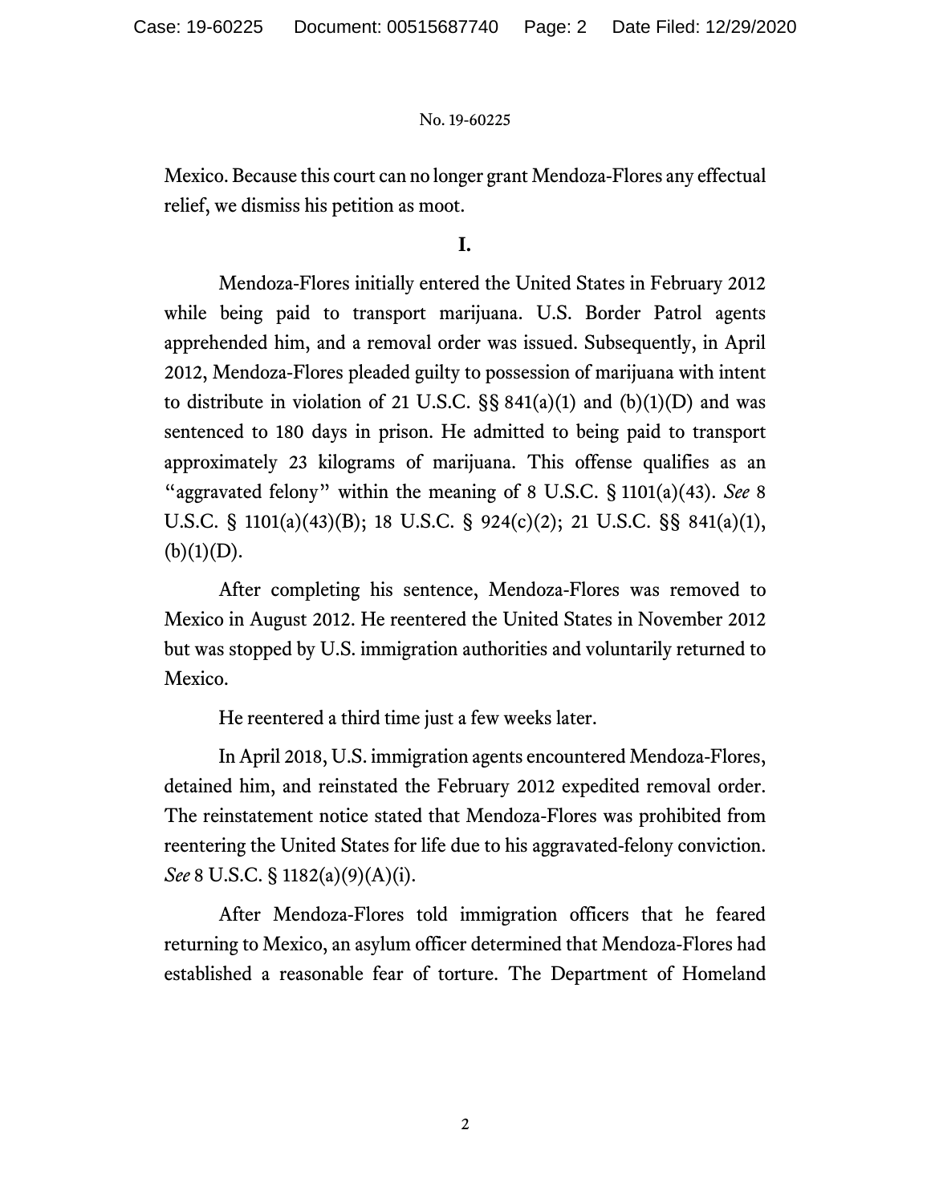Mexico. Because this court can no longer grant Mendoza-Flores any effectual relief, we dismiss his petition as moot.

## I.

Mendoza-Flores initially entered the United States in February 2012 while being paid to transport marijuana. U.S. Border Patrol agents apprehended him, and a removal order was issued. Subsequently, in April 2012, Mendoza-Flores pleaded guilty to possession of marijuana with intent to distribute in violation of 21 U.S.C. §§ 841(a)(1) and (b)(1)(D) and was sentenced to 180 days in prison. He admitted to being paid to transport approximately 23 kilograms of marijuana. This offense qualifies as an "aggravated felony" within the meaning of 8 U.S.C. § 1101(a)(43). *See* 8 U.S.C. § 1101(a)(43)(B); 18 U.S.C. § 924(c)(2); 21 U.S.C. §§ 841(a)(1), (b)(1)(D).

After completing his sentence, Mendoza-Flores was removed to Mexico in August 2012. He reentered the United States in November 2012 but was stopped by U.S. immigration authorities and voluntarily returned to Mexico.

He reentered a third time just a few weeks later.

In April 2018, U.S. immigration agents encountered Mendoza-Flores, detained him, and reinstated the February 2012 expedited removal order. The reinstatement notice stated that Mendoza-Flores was prohibited from reentering the United States for life due to his aggravated-felony conviction. *See* 8 U.S.C. § 1182(a)(9)(A)(i).

After Mendoza-Flores told immigration officers that he feared returning to Mexico, an asylum officer determined that Mendoza-Flores had established a reasonable fear of torture. The Department of Homeland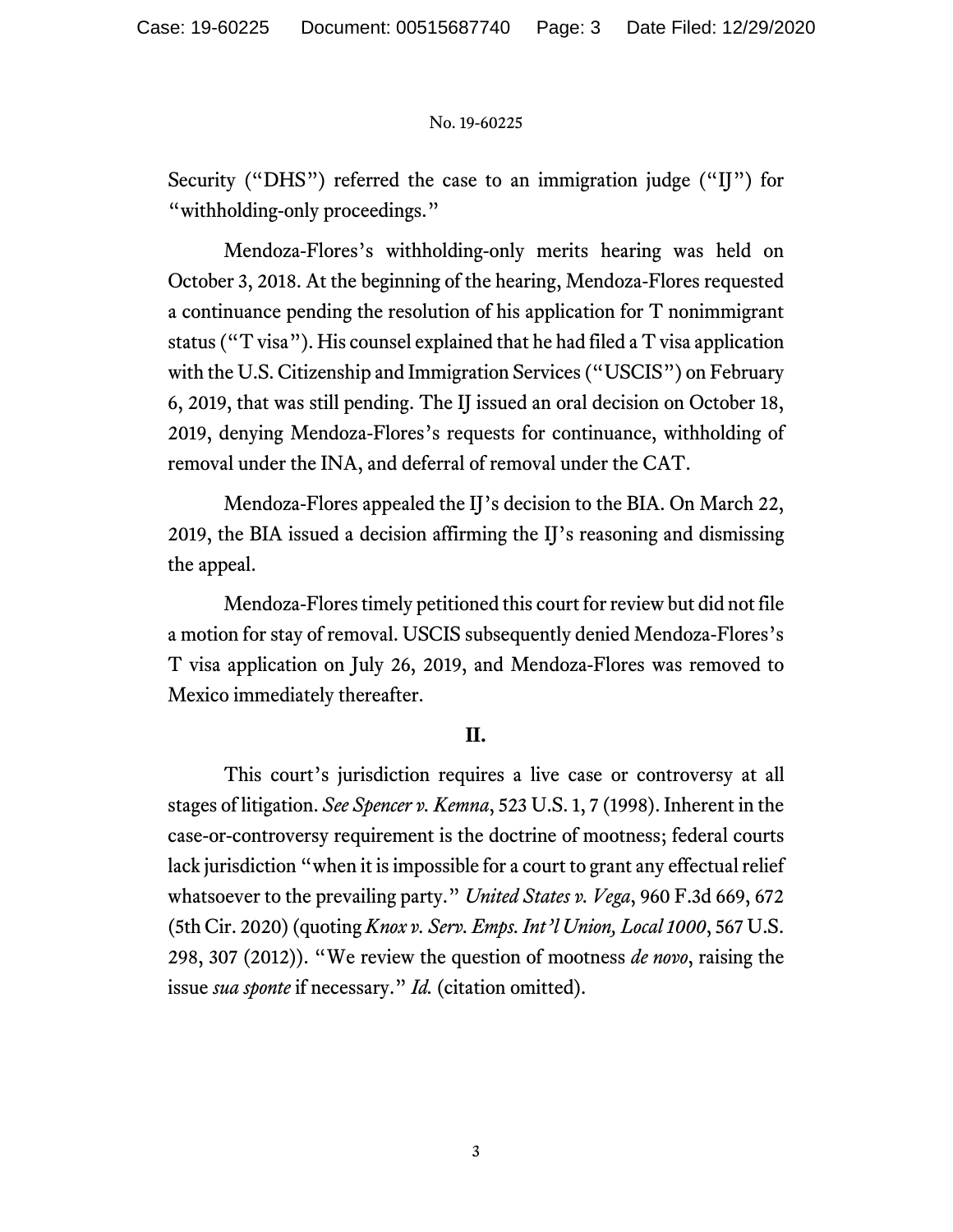Security ("DHS") referred the case to an immigration judge ("IJ") for "withholding-only proceedings."

Mendoza-Flores's withholding-only merits hearing was held on October 3, 2018. At the beginning of the hearing, Mendoza-Flores requested a continuance pending the resolution of his application for T nonimmigrant status ("T visa"). His counsel explained that he had filed a T visa application with the U.S. Citizenship and Immigration Services ("USCIS") on February 6, 2019, that was still pending. The IJ issued an oral decision on October 18, 2019, denying Mendoza-Flores's requests for continuance, withholding of removal under the INA, and deferral of removal under the CAT.

Mendoza-Flores appealed the IJ's decision to the BIA. On March 22, 2019, the BIA issued a decision affirming the IJ's reasoning and dismissing the appeal.

Mendoza-Flores timely petitioned this court for review but did not file a motion for stay of removal. USCIS subsequently denied Mendoza-Flores's T visa application on July 26, 2019, and Mendoza-Flores was removed to Mexico immediately thereafter.

## II.

This court's jurisdiction requires a live case or controversy at all stages of litigation. *See Spencer v. Kemna*, 523 U.S. 1, 7 (1998). Inherent in the case-or-controversy requirement is the doctrine of mootness; federal courts lack jurisdiction "when it is impossible for a court to grant any effectual relief whatsoever to the prevailing party." *United States v. Vega*, 960 F.3d 669, 672 (5th Cir. 2020) (quoting *Knox v. Serv. Emps. Int'l Union, Local 1000*, 567 U.S. 298, 307 (2012)). "We review the question of mootness *de novo*, raising the issue *sua sponte* if necessary." *Id.* (citation omitted).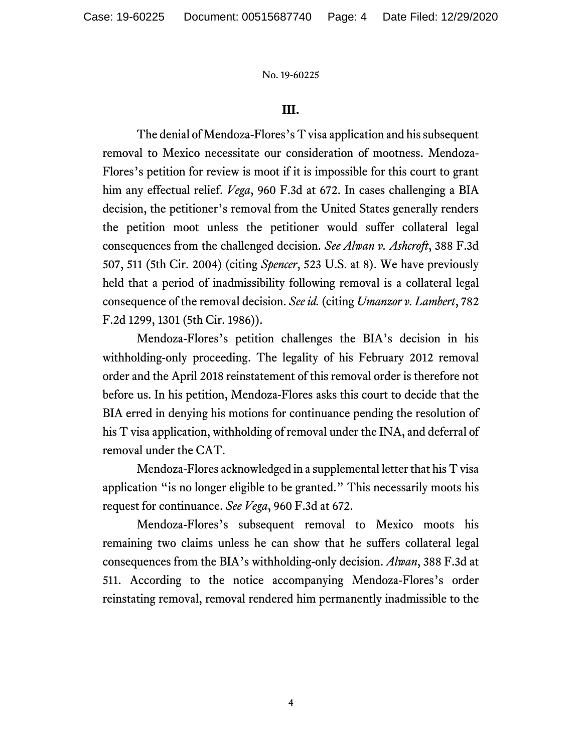### III.

The denial of Mendoza-Flores's T visa application and his subsequent removal to Mexico necessitate our consideration of mootness. Mendoza-Flores's petition for review is moot if it is impossible for this court to grant him any effectual relief. *Vega*, 960 F.3d at 672. In cases challenging a BIA decision, the petitioner's removal from the United States generally renders the petition moot unless the petitioner would suffer collateral legal consequences from the challenged decision. *See Alwan v. Ashcroft*, 388 F.3d 507, 511 (5th Cir. 2004) (citing *Spencer*, 523 U.S. at 8). We have previously held that a period of inadmissibility following removal is a collateral legal consequence of the removal decision. *See id.* (citing *Umanzor v. Lambert*, 782 F.2d 1299, 1301 (5th Cir. 1986)).

Mendoza-Flores's petition challenges the BIA's decision in his withholding-only proceeding. The legality of his February 2012 removal order and the April 2018 reinstatement of this removal order is therefore not before us. In his petition, Mendoza-Flores asks this court to decide that the BIA erred in denying his motions for continuance pending the resolution of his T visa application, withholding of removal under the INA, and deferral of removal under the CAT.

Mendoza-Flores acknowledged in a supplemental letter that his T visa application "is no longer eligible to be granted." This necessarily moots his request for continuance. *See Vega*, 960 F.3d at 672.

Mendoza-Flores's subsequent removal to Mexico moots his remaining two claims unless he can show that he suffers collateral legal consequences from the BIA's withholding-only decision. *Alwan*, 388 F.3d at 511. According to the notice accompanying Mendoza-Flores's order reinstating removal, removal rendered him permanently inadmissible to the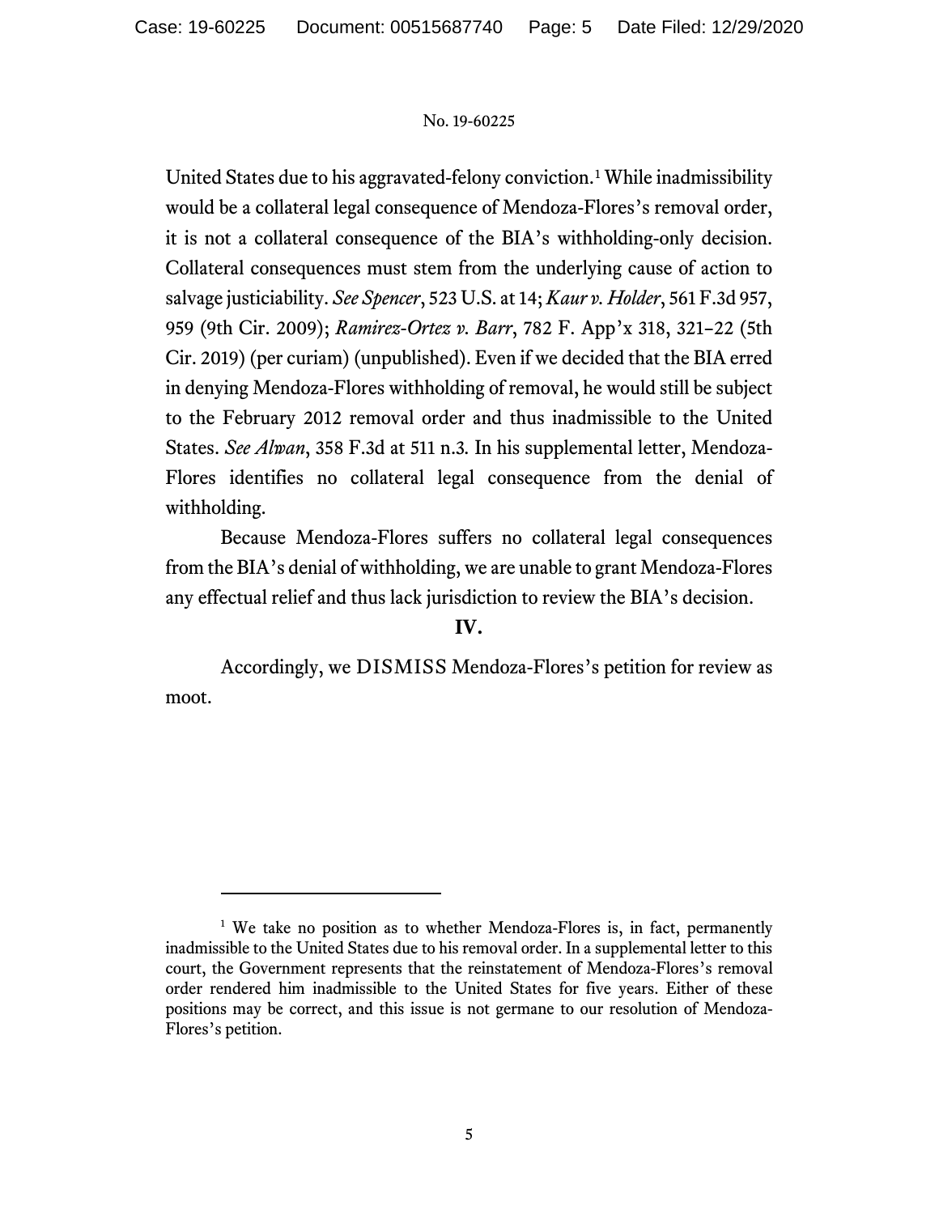United States due to his aggravated-felony conviction.[1] While inadmissibility would be a collateral legal consequence of Mendoza-Flores's removal order, it is not a collateral consequence of the BIA's withholding-only decision. Collateral consequences must stem from the underlying cause of action to salvage justiciability. *See Spencer*, 523 U.S. at 14; *Kaur v. Holder*, 561 F.3d 957, 959 (9th Cir. 2009); *Ramirez-Ortez v. Barr*, 782 F. App'x 318, 321–22 (5th Cir. 2019) (per curiam) (unpublished). Even if we decided that the BIA erred in denying Mendoza-Flores withholding of removal, he would still be subject to the February 2012 removal order and thus inadmissible to the United States. *See Alwan*, 358 F.3d at 511 n.3. In his supplemental letter, Mendoza-Flores identifies no collateral legal consequence from the denial of withholding.

Because Mendoza-Flores suffers no collateral legal consequences from the BIA's denial of withholding, we are unable to grant Mendoza-Flores any effectual relief and thus lack jurisdiction to review the BIA's decision.

## IV.

Accordingly, we DISMISS Mendoza-Flores's petition for review as moot.

---

[1] We take no position as to whether Mendoza-Flores is, in fact, permanently inadmissible to the United States due to his removal order. In a supplemental letter to this court, the Government represents that the reinstatement of Mendoza-Flores's removal order rendered him inadmissible to the United States for five years. Either of these positions may be correct, and this issue is not germane to our resolution of Mendoza-Flores's petition.